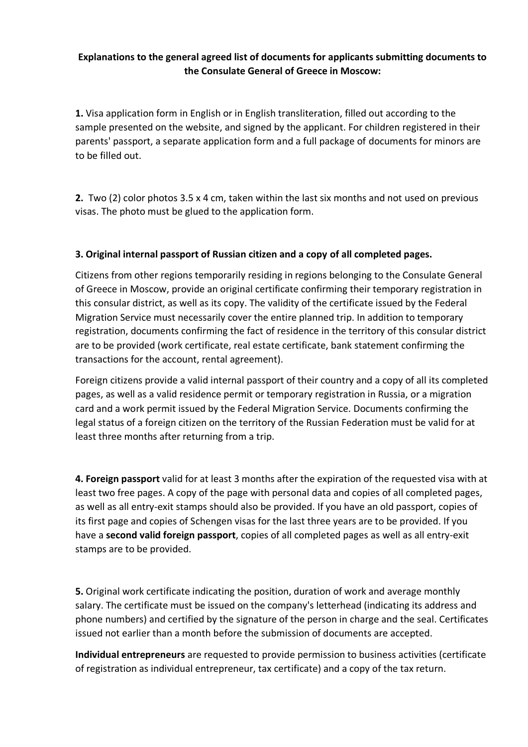**Explanations to the general agreed list of documents for applicants submitting documents to the Consulate General of Greece in Moscow:**

**1.** Visa application form in English or in English transliteration, filled out according to the sample presented on the website, and signed by the applicant. For children registered in their parents' passport, a separate application form and a full package of documents for minors are to be filled out.

**2.** Two (2) color photos 3.5 x 4 cm, taken within the last six months and not used on previous visas. The photo must be glued to the application form.

**3. Original internal passport of Russian citizen and a copy of all completed pages.**

Citizens from other regions temporarily residing in regions belonging to the Consulate General of Greece in Moscow, provide an original certificate confirming their temporary registration in this consular district, as well as its copy. The validity of the certificate issued by the Federal Migration Service must necessarily cover the entire planned trip. In addition to temporary registration, documents confirming the fact of residence in the territory of this consular district are to be provided (work certificate, real estate certificate, bank statement confirming the transactions for the account, rental agreement).

Foreign citizens provide a valid internal passport of their country and a copy of all its completed pages, as well as a valid residence permit or temporary registration in Russia, or a migration card and a work permit issued by the Federal Migration Service. Documents confirming the legal status of a foreign citizen on the territory of the Russian Federation must be valid for at least three months after returning from a trip.

**4. Foreign passport** valid for at least 3 months after the expiration of the requested visa with at least two free pages. A copy of the page with personal data and copies of all completed pages, as well as all entry-exit stamps should also be provided. If you have an old passport, copies of its first page and copies of Schengen visas for the last three years are to be provided. If you have a **second valid foreign passport**, copies of all completed pages as well as all entry-exit stamps are to be provided.

**5.** Original work certificate indicating the position, duration of work and average monthly salary. The certificate must be issued on the company's letterhead (indicating its address and phone numbers) and certified by the signature of the person in charge and the seal. Certificates issued not earlier than a month before the submission of documents are accepted.

**Individual entrepreneurs** are requested to provide permission to business activities (certificate of registration as individual entrepreneur, tax certificate) and a copy of the tax return.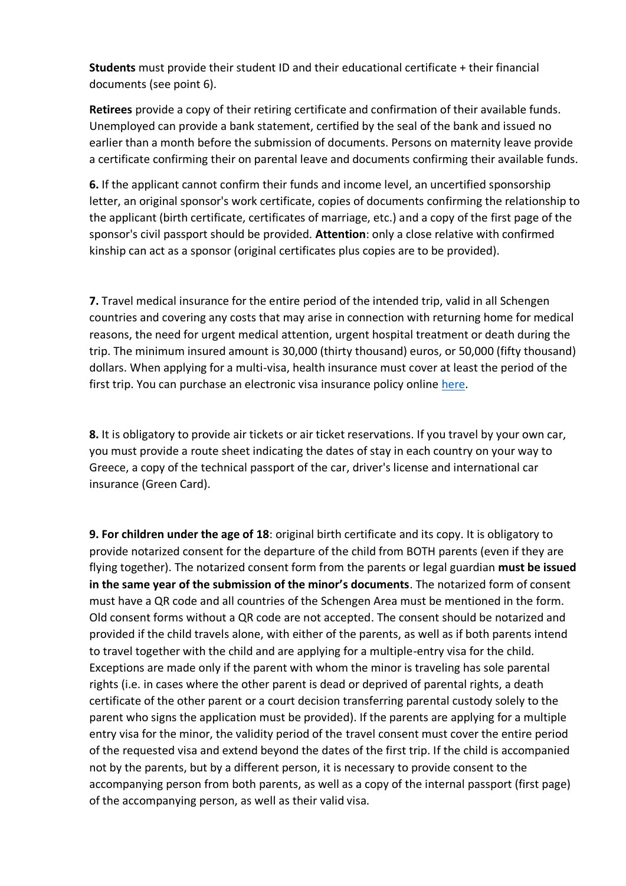**Students** must provide their student ID and their educational certificate + their financial documents (see point 6).

**Retirees** provide a copy of their retiring certificate and confirmation of their available funds. Unemployed can provide a bank statement, certified by the seal of the bank and issued no earlier than a month before the submission of documents. Persons on maternity leave provide a certificate confirming their on parental leave and documents confirming their available funds.

**6.** If the applicant cannot confirm their funds and income level, an uncertified sponsorship letter, an original sponsor's work certificate, copies of documents confirming the relationship to the applicant (birth certificate, certificates of marriage, etc.) and a copy of the first page of the sponsor's civil passport should be provided. **Attention**: only a close relative with confirmed kinship can act as a sponsor (original certificates plus copies are to be provided).

**7.** Travel medical insurance for the entire period of the intended trip, valid in all Schengen countries and covering any costs that may arise in connection with returning home for medical reasons, the need for urgent medical attention, urgent hospital treatment or death during the trip. The minimum insured amount is 30,000 (thirty thousand) euros, or 50,000 (fifty thousand) dollars. When applying for a multi-visa, health insurance must cover at least the period of the first trip. You can purchase an electronic visa insurance policy online here.

**8.** It is obligatory to provide air tickets or air ticket reservations. If you travel by your own car, you must provide a route sheet indicating the dates of stay in each country on your way to Greece, a copy of the technical passport of the car, driver's license and international car insurance (Green Card).

**9. For children under the age of 18**: original birth certificate and its copy. It is obligatory to provide notarized consent for the departure of the child from BOTH parents (even if they are flying together). The notarized consent form from the parents or legal guardian **must be issued in the same year of the submission of the minor's documents**. The notarized form of consent must have a QR code and all countries of the Schengen Area must be mentioned in the form. Old consent forms without a QR code are not accepted. The consent should be notarized and provided if the child travels alone, with either of the parents, as well as if both parents intend to travel together with the child and are applying for a multiple-entry visa for the child. Exceptions are made only if the parent with whom the minor is traveling has sole parental rights (i.e. in cases where the other parent is dead or deprived of parental rights, a death certificate of the other parent or a court decision transferring parental custody solely to the parent who signs the application must be provided). If the parents are applying for a multiple entry visa for the minor, the validity period of the travel consent must cover the entire period of the requested visa and extend beyond the dates of the first trip. If the child is accompanied not by the parents, but by a different person, it is necessary to provide consent to the accompanying person from both parents, as well as a copy of the internal passport (first page) of the accompanying person, as well as their valid visa.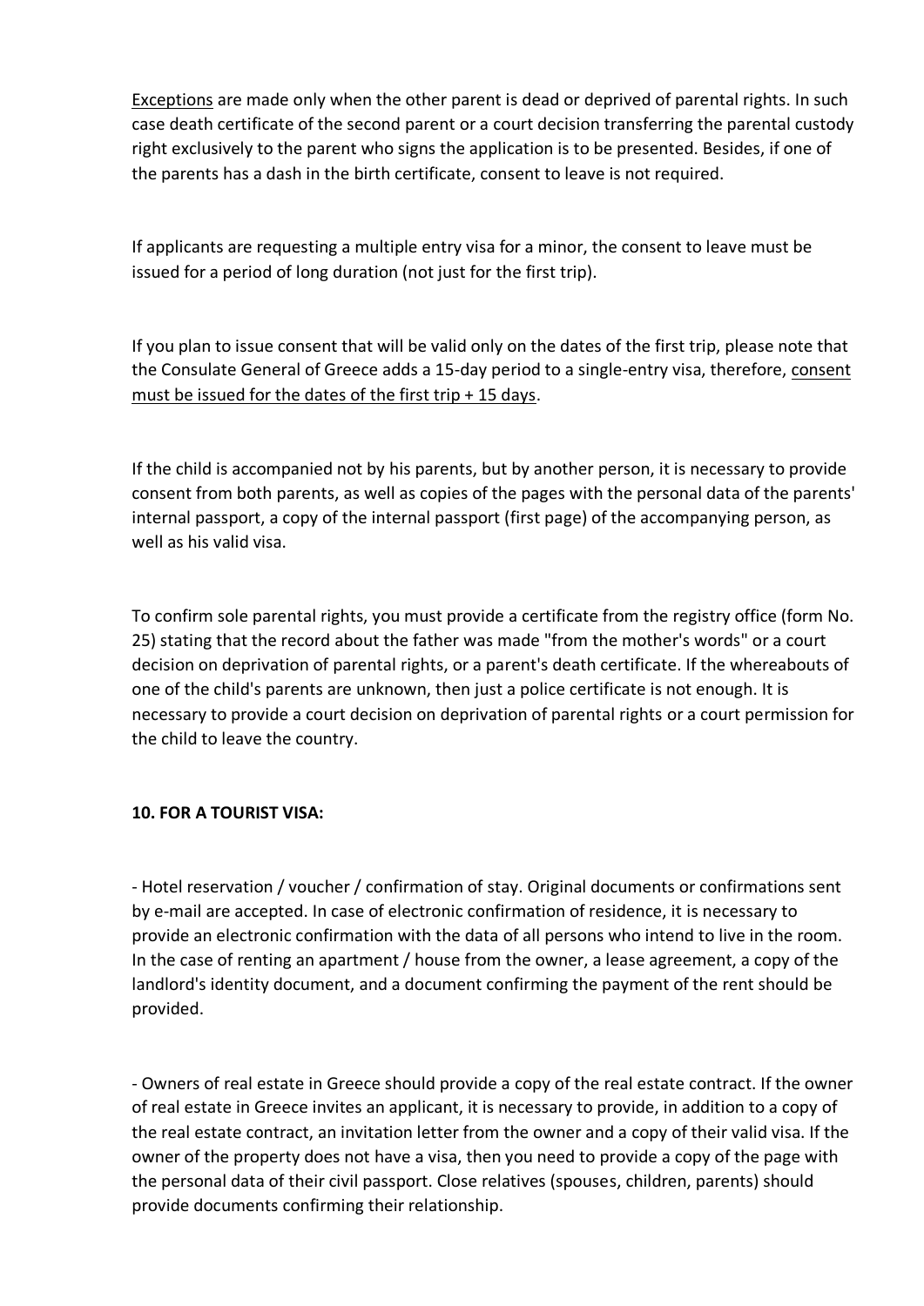<u>Exceptions</u> are made only when the other parent is dead or deprived of parental rights. In such case death certificate of the second parent or a court decision transferring the parental custody right exclusively to the parent who signs the application is to be presented. Besides, if one of the parents has a dash in the birth certificate, consent to leave is not required.

If applicants are requesting a multiple entry visa for a minor, the consent to leave must be issued for a period of long duration (not just for the first trip).

If you plan to issue consent that will be valid only on the dates of the first trip, please note that the Consulate General of Greece adds a 15-day period to a single-entry visa, therefore, <u>consent must be issued for the dates of the first trip + 15 days</u>.

If the child is accompanied not by his parents, but by another person, it is necessary to provide consent from both parents, as well as copies of the pages with the personal data of the parents' internal passport, a copy of the internal passport (first page) of the accompanying person, as well as his valid visa.

To confirm sole parental rights, you must provide a certificate from the registry office (form No. 25) stating that the record about the father was made "from the mother's words" or a court decision on deprivation of parental rights, or a parent's death certificate. If the whereabouts of one of the child's parents are unknown, then just a police certificate is not enough. It is necessary to provide a court decision on deprivation of parental rights or a court permission for the child to leave the country.

**10. FOR A TOURIST VISA:**

- Hotel reservation / voucher / confirmation of stay. Original documents or confirmations sent by e-mail are accepted. In case of electronic confirmation of residence, it is necessary to provide an electronic confirmation with the data of all persons who intend to live in the room. In the case of renting an apartment / house from the owner, a lease agreement, a copy of the landlord's identity document, and a document confirming the payment of the rent should be provided.

- Owners of real estate in Greece should provide a copy of the real estate contract. If the owner of real estate in Greece invites an applicant, it is necessary to provide, in addition to a copy of the real estate contract, an invitation letter from the owner and a copy of their valid visa. If the owner of the property does not have a visa, then you need to provide a copy of the page with the personal data of their civil passport. Close relatives (spouses, children, parents) should provide documents confirming their relationship.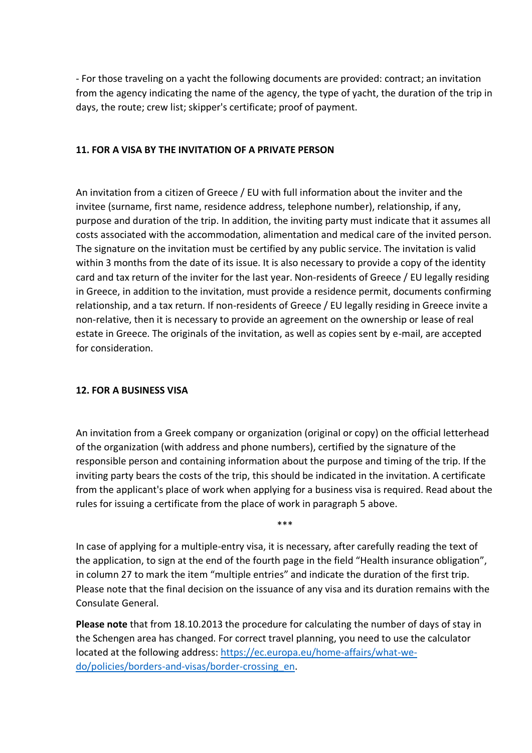- For those traveling on a yacht the following documents are provided: contract; an invitation from the agency indicating the name of the agency, the type of yacht, the duration of the trip in days, the route; crew list; skipper's certificate; proof of payment.

**11. FOR A VISA BY THE INVITATION OF A PRIVATE PERSON**

An invitation from a citizen of Greece / EU with full information about the inviter and the invitee (surname, first name, residence address, telephone number), relationship, if any, purpose and duration of the trip. In addition, the inviting party must indicate that it assumes all costs associated with the accommodation, alimentation and medical care of the invited person. The signature on the invitation must be certified by any public service. The invitation is valid within 3 months from the date of its issue. It is also necessary to provide a copy of the identity card and tax return of the inviter for the last year. Non-residents of Greece / EU legally residing in Greece, in addition to the invitation, must provide a residence permit, documents confirming relationship, and a tax return. If non-residents of Greece / EU legally residing in Greece invite a non-relative, then it is necessary to provide an agreement on the ownership or lease of real estate in Greece. The originals of the invitation, as well as copies sent by e-mail, are accepted for consideration.

**12. FOR A BUSINESS VISA**

An invitation from a Greek company or organization (original or copy) on the official letterhead of the organization (with address and phone numbers), certified by the signature of the responsible person and containing information about the purpose and timing of the trip. If the inviting party bears the costs of the trip, this should be indicated in the invitation. A certificate from the applicant's place of work when applying for a business visa is required. Read about the rules for issuing a certificate from the place of work in paragraph 5 above.

***

In case of applying for a multiple-entry visa, it is necessary, after carefully reading the text of the application, to sign at the end of the fourth page in the field "Health insurance obligation", in column 27 to mark the item "multiple entries" and indicate the duration of the first trip. Please note that the final decision on the issuance of any visa and its duration remains with the Consulate General.

**Please note** that from 18.10.2013 the procedure for calculating the number of days of stay in the Schengen area has changed. For correct travel planning, you need to use the calculator located at the following address: [https://ec.europa.eu/home-affairs/what-we-do/policies/borders-and-visas/border-crossing_en](https://ec.europa.eu/home-affairs/what-we-do/policies/borders-and-visas/border-crossing_en).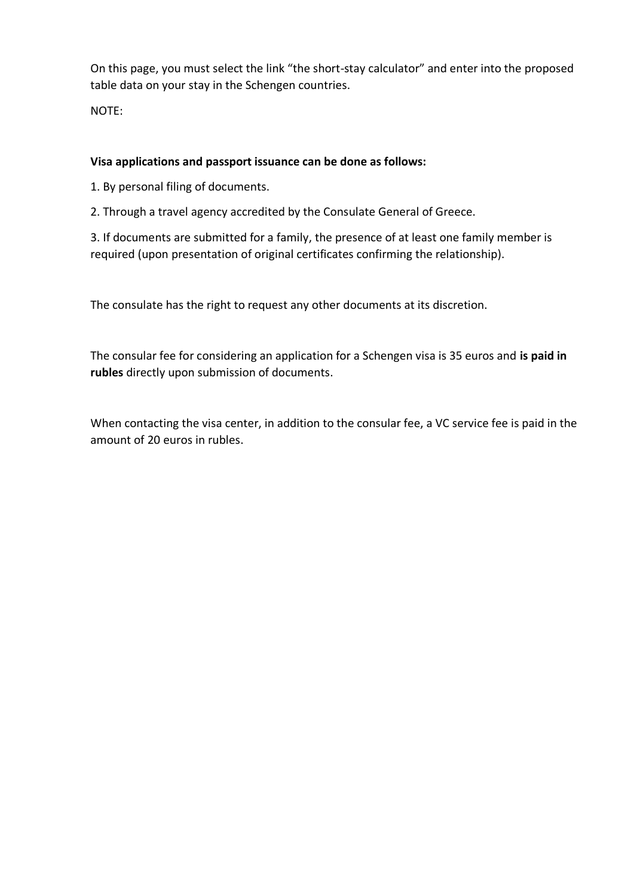On this page, you must select the link “the short-stay calculator” and enter into the proposed table data on your stay in the Schengen countries.

NOTE:

**Visa applications and passport issuance can be done as follows:**

1. By personal filing of documents.

2. Through a travel agency accredited by the Consulate General of Greece.

3. If documents are submitted for a family, the presence of at least one family member is required (upon presentation of original certificates confirming the relationship).

The consulate has the right to request any other documents at its discretion.

The consular fee for considering an application for a Schengen visa is 35 euros and **is paid in rubles** directly upon submission of documents.

When contacting the visa center, in addition to the consular fee, a VC service fee is paid in the amount of 20 euros in rubles.